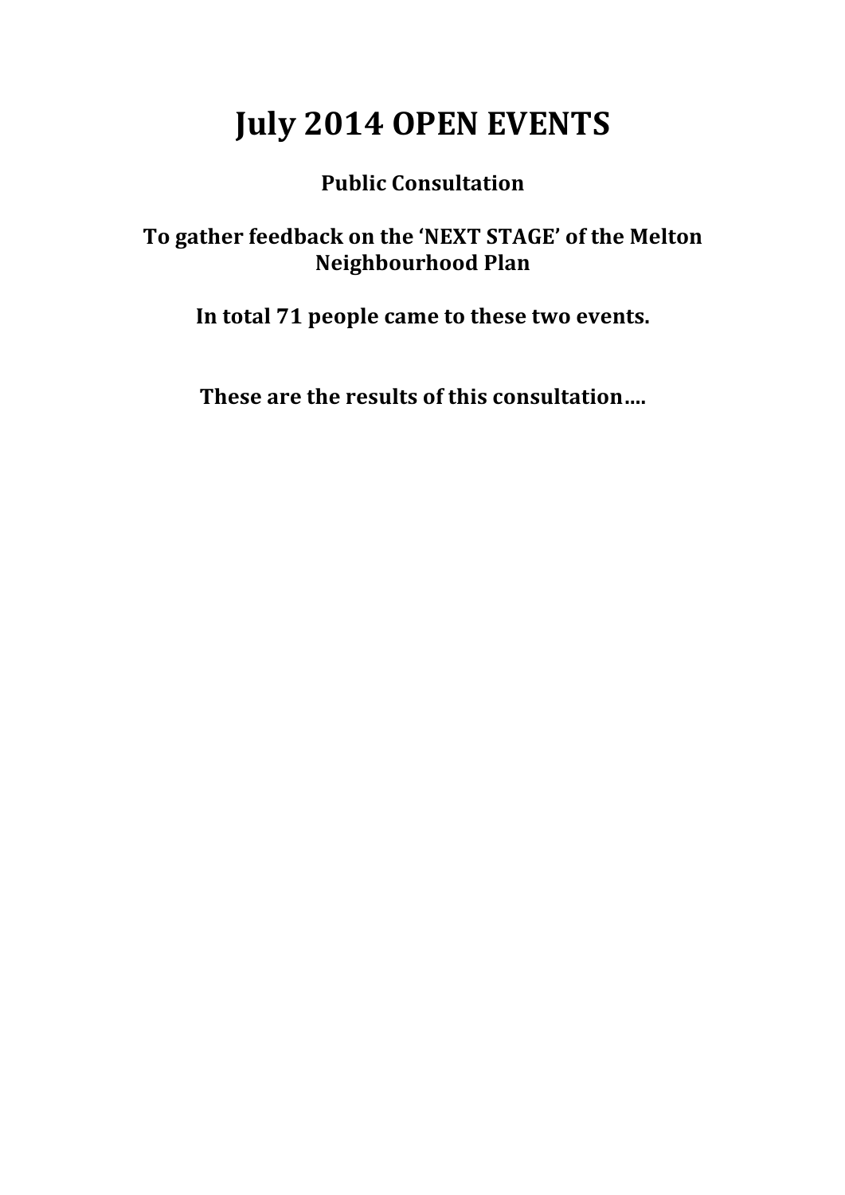# July 2014 OPEN EVENTS

**Public Consultation**

**To gather feedback on the 'NEXT STAGE' of the Melton Neighbourhood Plan**

**In total 71 people came to these two events.**

**These are the results of this consultation….**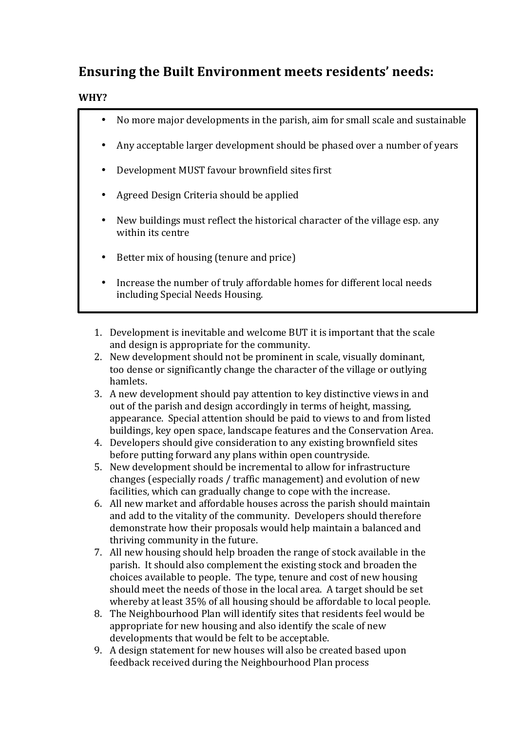## Ensuring the Built Environment meets residents' needs:

**WHY?**

- No more major developments in the parish, aim for small scale and sustainable
- Any acceptable larger development should be phased over a number of years
- Development MUST favour brownfield sites first
- Agreed Design Criteria should be applied
- New buildings must reflect the historical character of the village esp. any within its centre
- Better mix of housing (tenure and price)
- Increase the number of truly affordable homes for different local needs including Special Needs Housing.

1. Development is inevitable and welcome BUT it is important that the scale and design is appropriate for the community.
2. New development should not be prominent in scale, visually dominant, too dense or significantly change the character of the village or outlying hamlets.
3. A new development should pay attention to key distinctive views in and out of the parish and design accordingly in terms of height, massing, appearance. Special attention should be paid to views to and from listed buildings, key open space, landscape features and the Conservation Area.
4. Developers should give consideration to any existing brownfield sites before putting forward any plans within open countryside.
5. New development should be incremental to allow for infrastructure changes (especially roads / traffic management) and evolution of new facilities, which can gradually change to cope with the increase.
6. All new market and affordable houses across the parish should maintain and add to the vitality of the community. Developers should therefore demonstrate how their proposals would help maintain a balanced and thriving community in the future.
7. All new housing should help broaden the range of stock available in the parish. It should also complement the existing stock and broaden the choices available to people. The type, tenure and cost of new housing should meet the needs of those in the local area. A target should be set whereby at least 35% of all housing should be affordable to local people.
8. The Neighbourhood Plan will identify sites that residents feel would be appropriate for new housing and also identify the scale of new developments that would be felt to be acceptable.
9. A design statement for new houses will also be created based upon feedback received during the Neighbourhood Plan process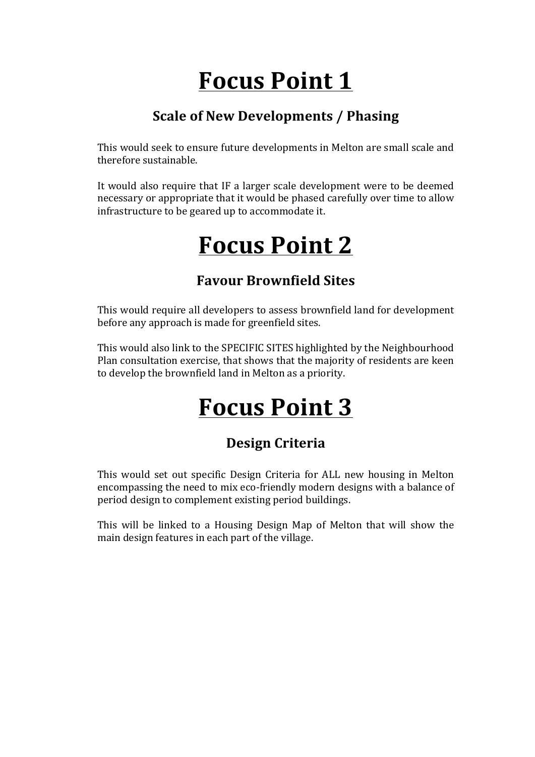# Focus Point 1

## Scale of New Developments / Phasing

This would seek to ensure future developments in Melton are small scale and therefore sustainable.

It would also require that IF a larger scale development were to be deemed necessary or appropriate that it would be phased carefully over time to allow infrastructure to be geared up to accommodate it.

# Focus Point 2

## Favour Brownfield Sites

This would require all developers to assess brownfield land for development before any approach is made for greenfield sites.

This would also link to the SPECIFIC SITES highlighted by the Neighbourhood Plan consultation exercise, that shows that the majority of residents are keen to develop the brownfield land in Melton as a priority.

# Focus Point 3

## Design Criteria

This would set out specific Design Criteria for ALL new housing in Melton encompassing the need to mix eco-friendly modern designs with a balance of period design to complement existing period buildings.

This will be linked to a Housing Design Map of Melton that will show the main design features in each part of the village.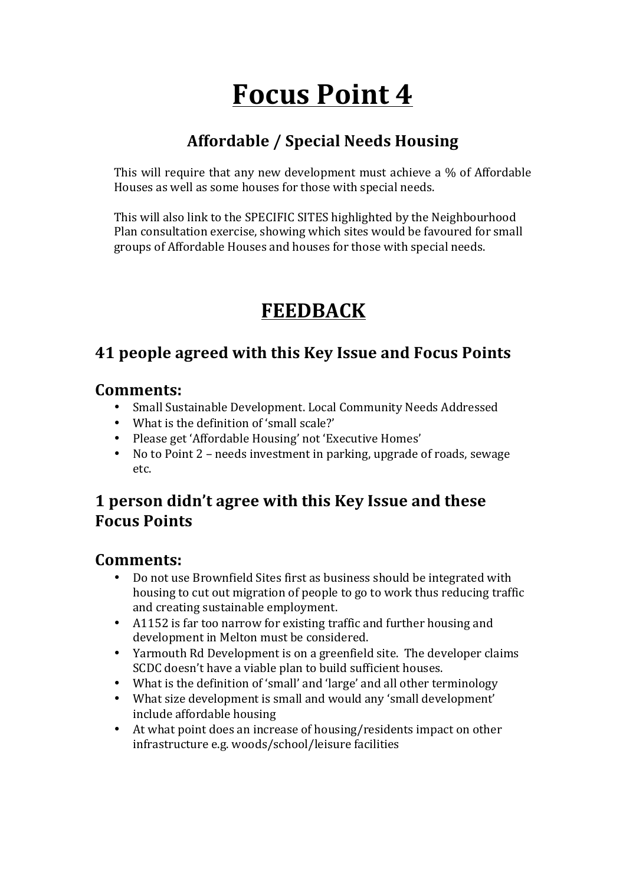# Focus Point 4

## Affordable / Special Needs Housing

This will require that any new development must achieve a % of Affordable Houses as well as some houses for those with special needs.

This will also link to the SPECIFIC SITES highlighted by the Neighbourhood Plan consultation exercise, showing which sites would be favoured for small groups of Affordable Houses and houses for those with special needs.

# FEEDBACK

## 41 people agreed with this Key Issue and Focus Points

### Comments:

- Small Sustainable Development. Local Community Needs Addressed
- What is the definition of 'small scale?'
- Please get 'Affordable Housing' not 'Executive Homes'
- No to Point 2 – needs investment in parking, upgrade of roads, sewage etc.

## 1 person didn't agree with this Key Issue and these Focus Points

### Comments:

- Do not use Brownfield Sites first as business should be integrated with housing to cut out migration of people to go to work thus reducing traffic and creating sustainable employment.
- A1152 is far too narrow for existing traffic and further housing and development in Melton must be considered.
- Yarmouth Rd Development is on a greenfield site. The developer claims SCDC doesn't have a viable plan to build sufficient houses.
- What is the definition of 'small' and 'large' and all other terminology
- What size development is small and would any 'small development' include affordable housing
- At what point does an increase of housing/residents impact on other infrastructure e.g. woods/school/leisure facilities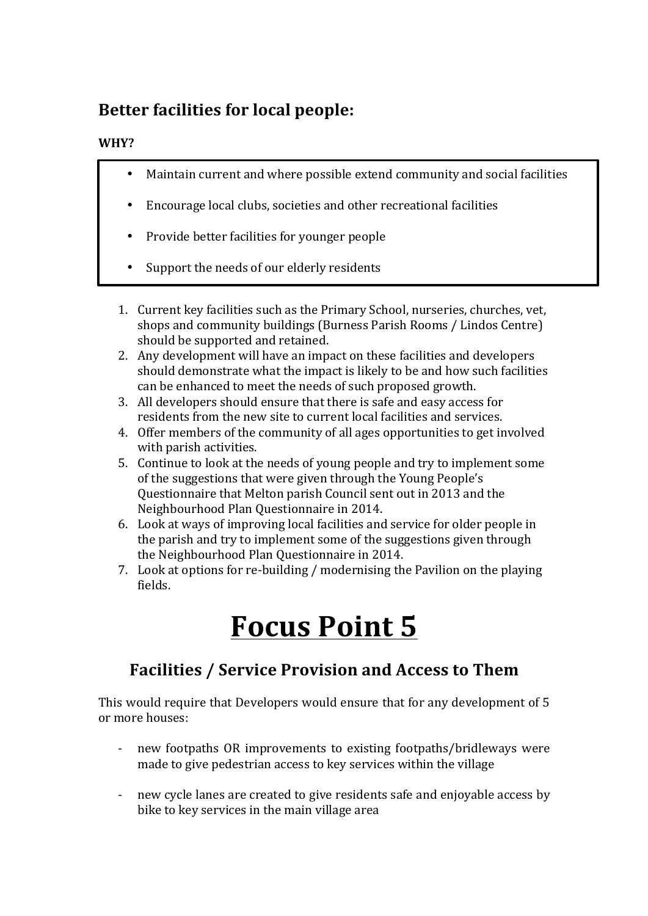## Better facilities for local people:

**WHY?**

- Maintain current and where possible extend community and social facilities
- Encourage local clubs, societies and other recreational facilities
- Provide better facilities for younger people
- Support the needs of our elderly residents

1. Current key facilities such as the Primary School, nurseries, churches, vet, shops and community buildings (Burness Parish Rooms / Lindos Centre) should be supported and retained.
2. Any development will have an impact on these facilities and developers should demonstrate what the impact is likely to be and how such facilities can be enhanced to meet the needs of such proposed growth.
3. All developers should ensure that there is safe and easy access for residents from the new site to current local facilities and services.
4. Offer members of the community of all ages opportunities to get involved with parish activities.
5. Continue to look at the needs of young people and try to implement some of the suggestions that were given through the Young People's Questionnaire that Melton parish Council sent out in 2013 and the Neighbourhood Plan Questionnaire in 2014.
6. Look at ways of improving local facilities and service for older people in the parish and try to implement some of the suggestions given through the Neighbourhood Plan Questionnaire in 2014.
7. Look at options for re-building / modernising the Pavilion on the playing fields.

# Focus Point 5

## Facilities / Service Provision and Access to Them

This would require that Developers would ensure that for any development of 5 or more houses:

- new footpaths OR improvements to existing footpaths/bridleways were made to give pedestrian access to key services within the village
- new cycle lanes are created to give residents safe and enjoyable access by bike to key services in the main village area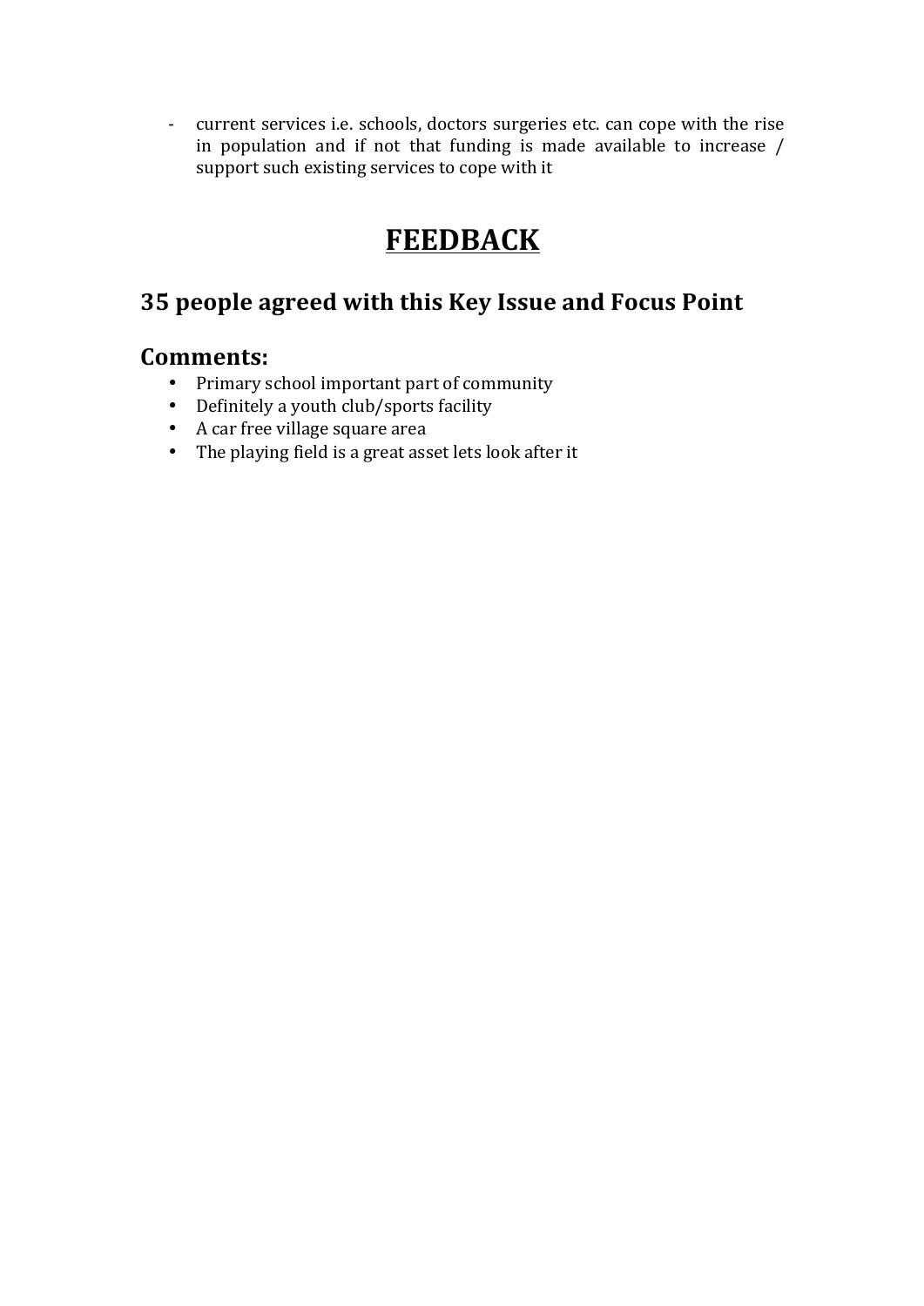- current services i.e. schools, doctors surgeries etc. can cope with the rise in population and if not that funding is made available to increase / support such existing services to cope with it

# FEEDBACK

## 35 people agreed with this Key Issue and Focus Point

## Comments:

- Primary school important part of community
- Definitely a youth club/sports facility
- A car free village square area
- The playing field is a great asset lets look after it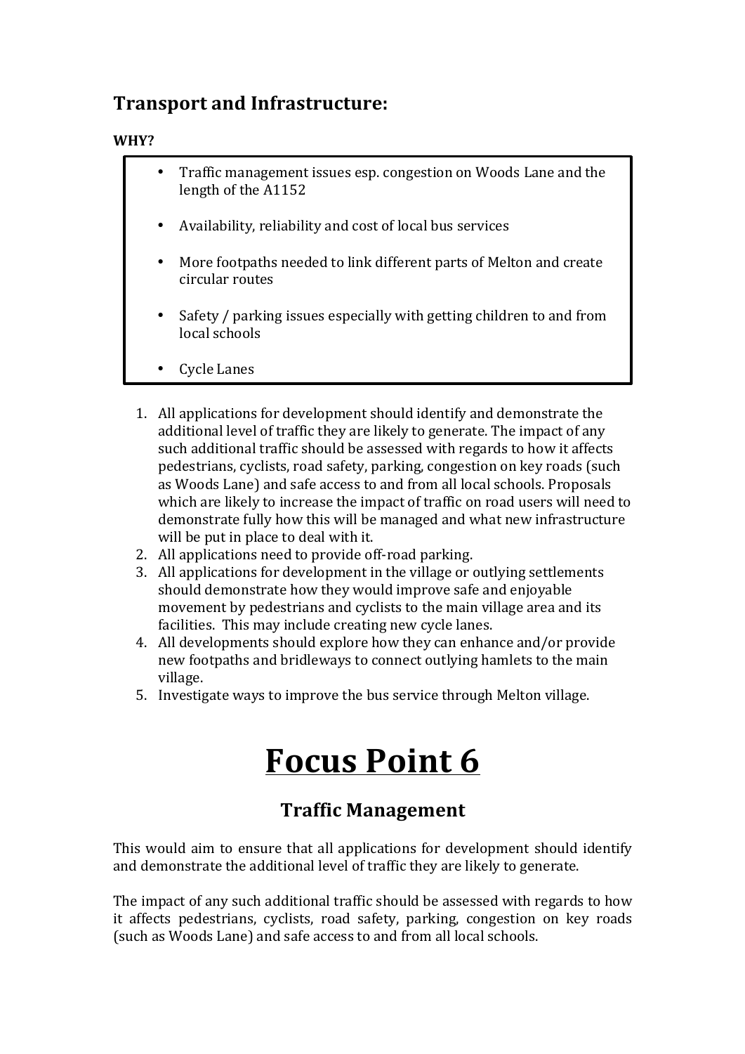## Transport and Infrastructure:

**WHY?**

- Traffic management issues esp. congestion on Woods Lane and the length of the A1152
- Availability, reliability and cost of local bus services
- More footpaths needed to link different parts of Melton and create circular routes
- Safety / parking issues especially with getting children to and from local schools
- Cycle Lanes

1. All applications for development should identify and demonstrate the additional level of traffic they are likely to generate. The impact of any such additional traffic should be assessed with regards to how it affects pedestrians, cyclists, road safety, parking, congestion on key roads (such as Woods Lane) and safe access to and from all local schools. Proposals which are likely to increase the impact of traffic on road users will need to demonstrate fully how this will be managed and what new infrastructure will be put in place to deal with it.
2. All applications need to provide off-road parking.
3. All applications for development in the village or outlying settlements should demonstrate how they would improve safe and enjoyable movement by pedestrians and cyclists to the main village area and its facilities. This may include creating new cycle lanes.
4. All developments should explore how they can enhance and/or provide new footpaths and bridleways to connect outlying hamlets to the main village.
5. Investigate ways to improve the bus service through Melton village.

# Focus Point 6

## Traffic Management

This would aim to ensure that all applications for development should identify and demonstrate the additional level of traffic they are likely to generate.

The impact of any such additional traffic should be assessed with regards to how it affects pedestrians, cyclists, road safety, parking, congestion on key roads (such as Woods Lane) and safe access to and from all local schools.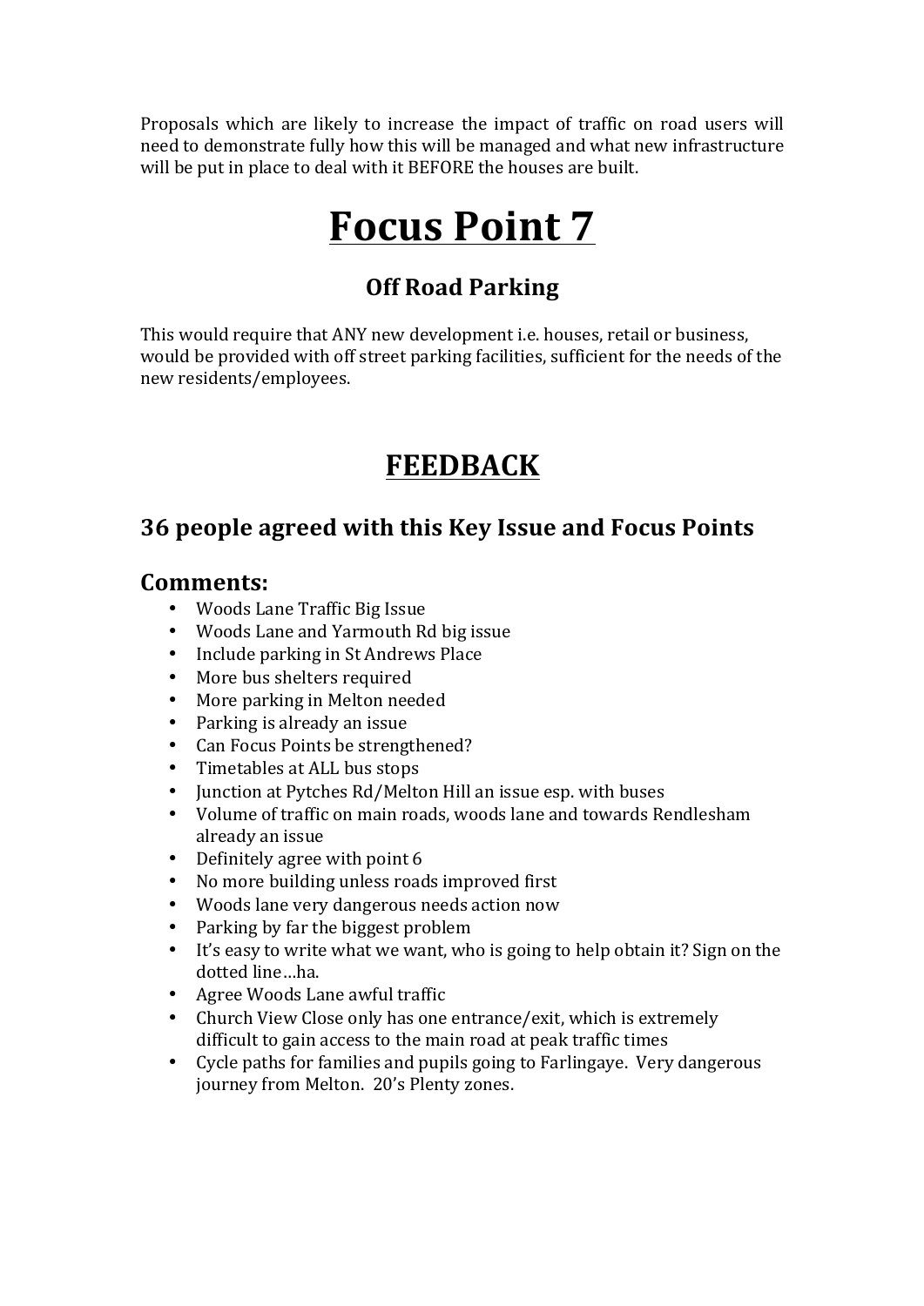Proposals which are likely to increase the impact of traffic on road users will need to demonstrate fully how this will be managed and what new infrastructure will be put in place to deal with it BEFORE the houses are built.

# Focus Point 7

### Off Road Parking

This would require that ANY new development i.e. houses, retail or business, would be provided with off street parking facilities, sufficient for the needs of the new residents/employees.

# FEEDBACK

## 36 people agreed with this Key Issue and Focus Points

## Comments:

- Woods Lane Traffic Big Issue
- Woods Lane and Yarmouth Rd big issue
- Include parking in St Andrews Place
- More bus shelters required
- More parking in Melton needed
- Parking is already an issue
- Can Focus Points be strengthened?
- Timetables at ALL bus stops
- Junction at Pytches Rd/Melton Hill an issue esp. with buses
- Volume of traffic on main roads, woods lane and towards Rendlesham already an issue
- Definitely agree with point 6
- No more building unless roads improved first
- Woods lane very dangerous needs action now
- Parking by far the biggest problem
- It's easy to write what we want, who is going to help obtain it? Sign on the dotted line…ha.
- Agree Woods Lane awful traffic
- Church View Close only has one entrance/exit, which is extremely difficult to gain access to the main road at peak traffic times
- Cycle paths for families and pupils going to Farlingaye. Very dangerous journey from Melton. 20's Plenty zones.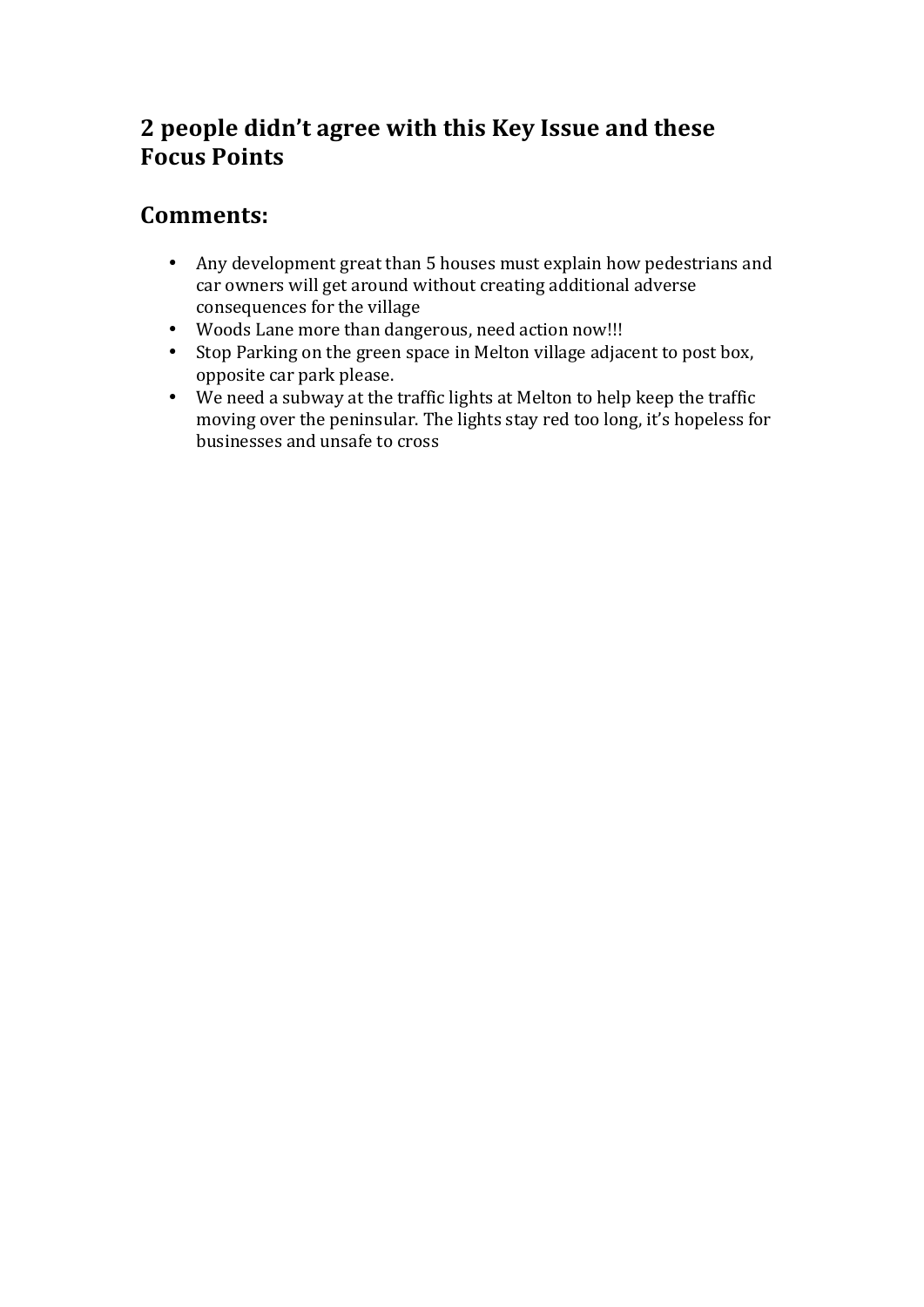## 2 people didn't agree with this Key Issue and these Focus Points

## Comments:

- Any development great than 5 houses must explain how pedestrians and car owners will get around without creating additional adverse consequences for the village
- Woods Lane more than dangerous, need action now!!!
- Stop Parking on the green space in Melton village adjacent to post box, opposite car park please.
- We need a subway at the traffic lights at Melton to help keep the traffic moving over the peninsular. The lights stay red too long, it's hopeless for businesses and unsafe to cross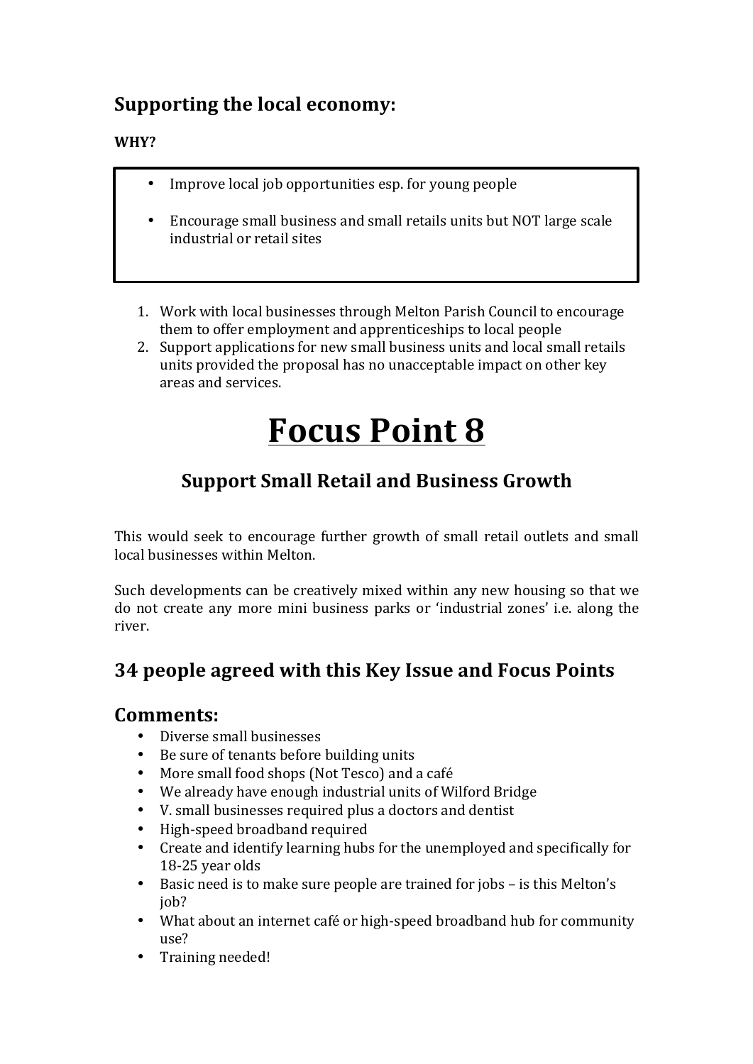## Supporting the local economy:

**WHY?**

- Improve local job opportunities esp. for young people
- Encourage small business and small retails units but NOT large scale industrial or retail sites

1. Work with local businesses through Melton Parish Council to encourage them to offer employment and apprenticeships to local people
2. Support applications for new small business units and local small retails units provided the proposal has no unacceptable impact on other key areas and services.

# Focus Point 8

### Support Small Retail and Business Growth

This would seek to encourage further growth of small retail outlets and small local businesses within Melton.

Such developments can be creatively mixed within any new housing so that we do not create any more mini business parks or 'industrial zones' i.e. along the river.

## 34 people agreed with this Key Issue and Focus Points

## Comments:

- Diverse small businesses
- Be sure of tenants before building units
- More small food shops (Not Tesco) and a café
- We already have enough industrial units of Wilford Bridge
- V. small businesses required plus a doctors and dentist
- High-speed broadband required
- Create and identify learning hubs for the unemployed and specifically for 18-25 year olds
- Basic need is to make sure people are trained for jobs – is this Melton's job?
- What about an internet café or high-speed broadband hub for community use?
- Training needed!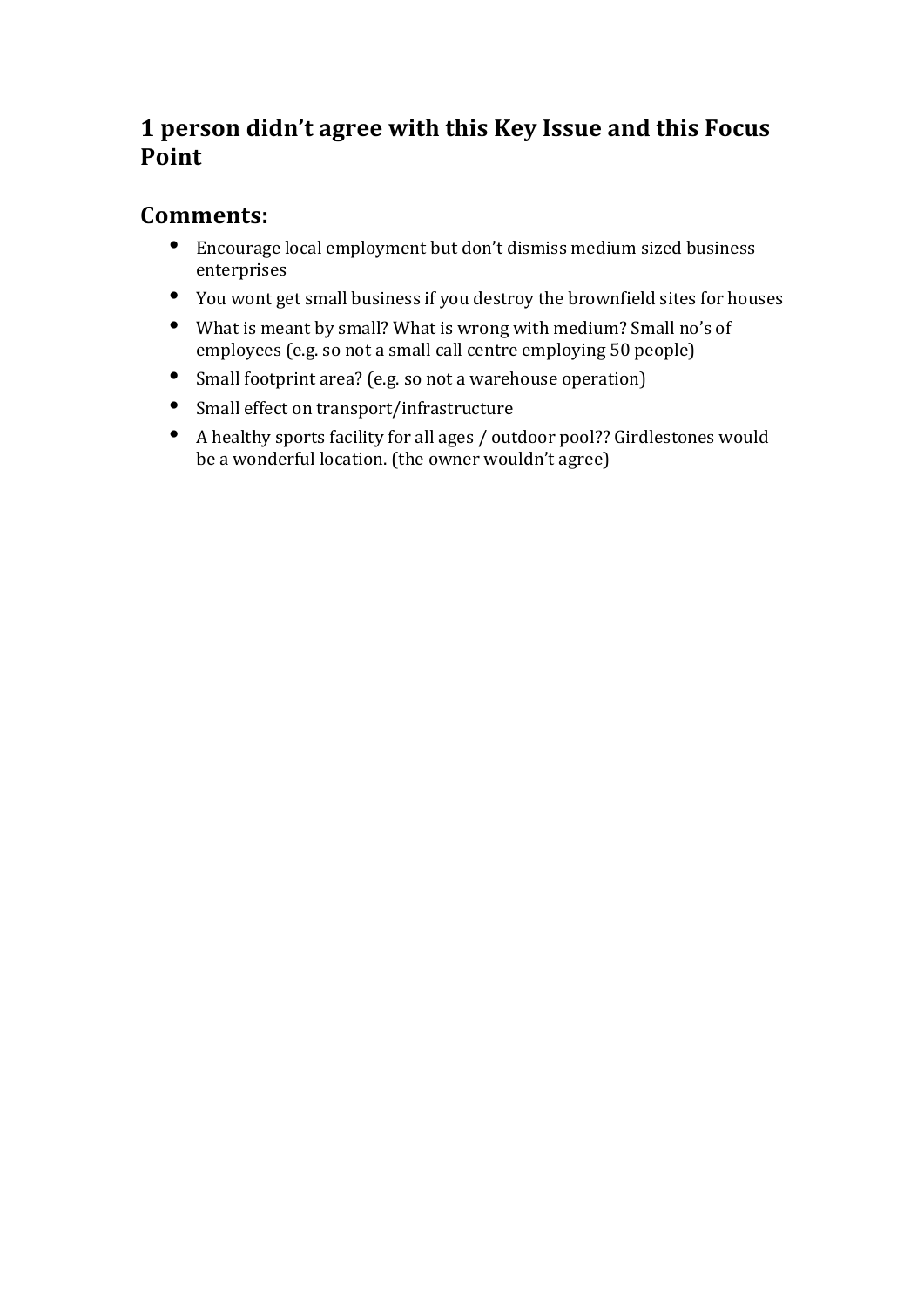## 1 person didn't agree with this Key Issue and this Focus Point

## Comments:

- Encourage local employment but don't dismiss medium sized business enterprises
- You wont get small business if you destroy the brownfield sites for houses
- What is meant by small? What is wrong with medium? Small no's of employees (e.g. so not a small call centre employing 50 people)
- Small footprint area? (e.g. so not a warehouse operation)
- Small effect on transport/infrastructure
- A healthy sports facility for all ages / outdoor pool?? Girdlestones would be a wonderful location. (the owner wouldn't agree)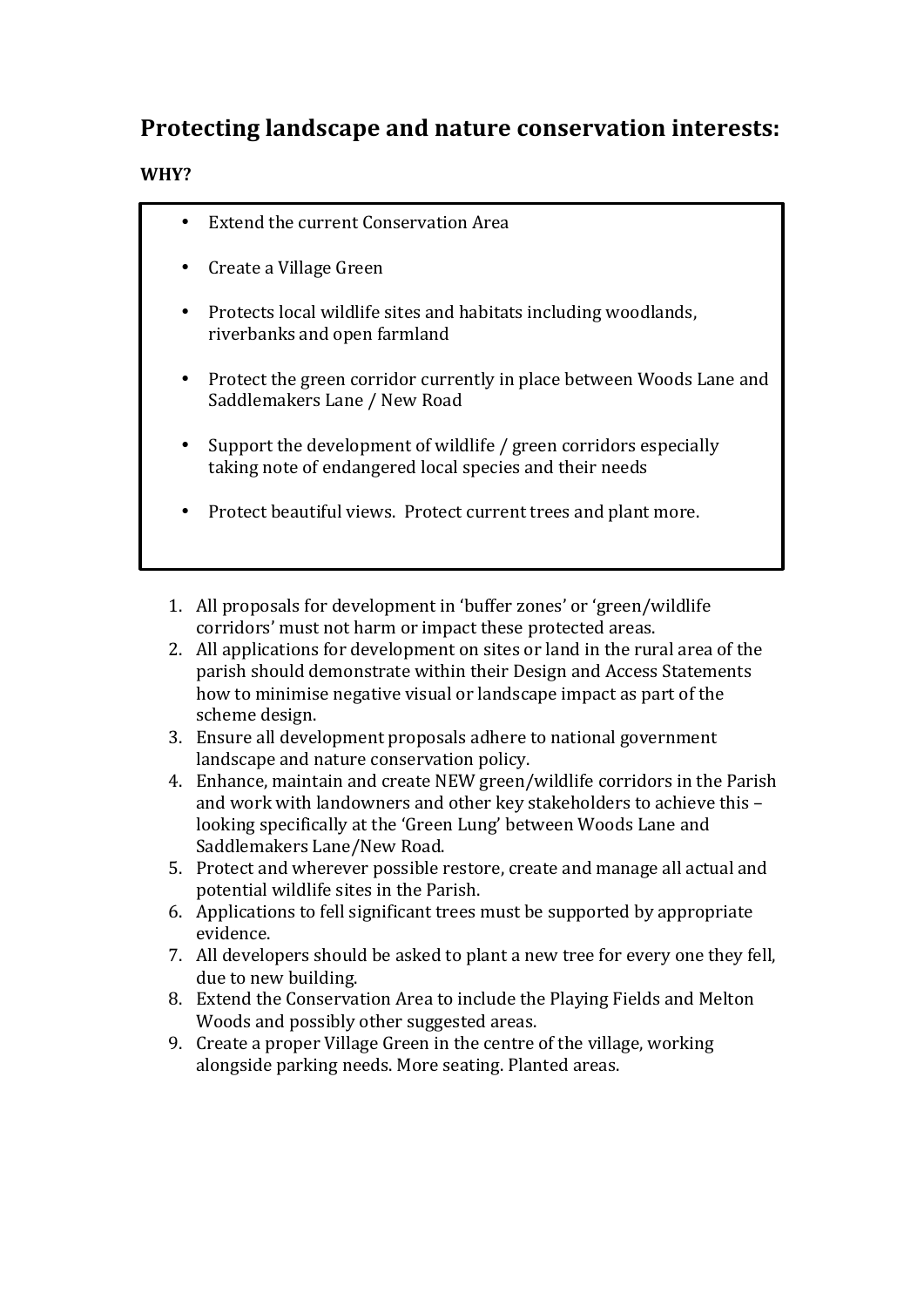## Protecting landscape and nature conservation interests:

**WHY?**

- Extend the current Conservation Area
- Create a Village Green
- Protects local wildlife sites and habitats including woodlands, riverbanks and open farmland
- Protect the green corridor currently in place between Woods Lane and Saddlemakers Lane / New Road
- Support the development of wildlife / green corridors especially taking note of endangered local species and their needs
- Protect beautiful views. Protect current trees and plant more.

1. All proposals for development in 'buffer zones' or 'green/wildlife corridors' must not harm or impact these protected areas.
2. All applications for development on sites or land in the rural area of the parish should demonstrate within their Design and Access Statements how to minimise negative visual or landscape impact as part of the scheme design.
3. Ensure all development proposals adhere to national government landscape and nature conservation policy.
4. Enhance, maintain and create NEW green/wildlife corridors in the Parish and work with landowners and other key stakeholders to achieve this – looking specifically at the 'Green Lung' between Woods Lane and Saddlemakers Lane/New Road.
5. Protect and wherever possible restore, create and manage all actual and potential wildlife sites in the Parish.
6. Applications to fell significant trees must be supported by appropriate evidence.
7. All developers should be asked to plant a new tree for every one they fell, due to new building.
8. Extend the Conservation Area to include the Playing Fields and Melton Woods and possibly other suggested areas.
9. Create a proper Village Green in the centre of the village, working alongside parking needs. More seating. Planted areas.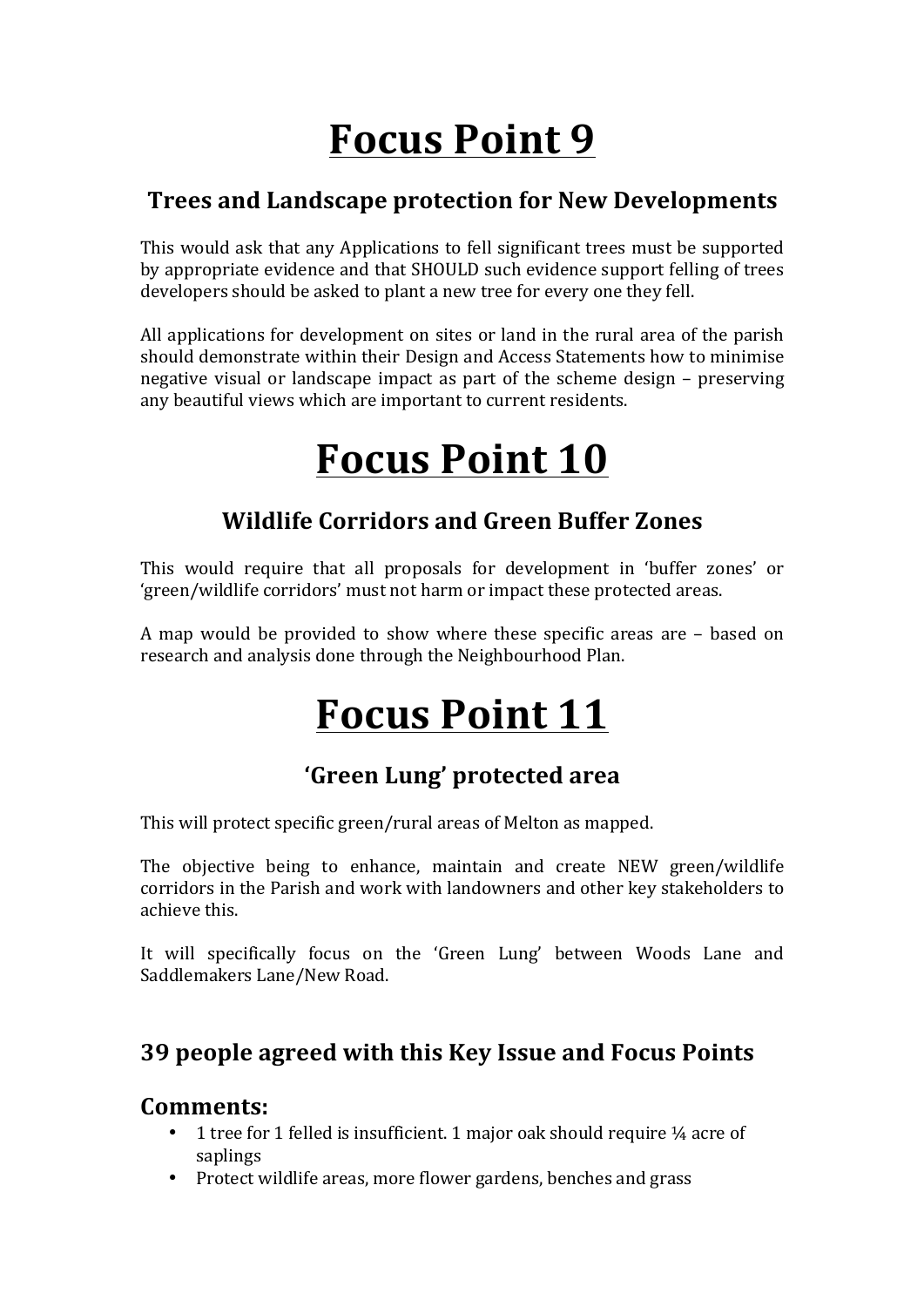# Focus Point 9

## Trees and Landscape protection for New Developments

This would ask that any Applications to fell significant trees must be supported by appropriate evidence and that SHOULD such evidence support felling of trees developers should be asked to plant a new tree for every one they fell.

All applications for development on sites or land in the rural area of the parish should demonstrate within their Design and Access Statements how to minimise negative visual or landscape impact as part of the scheme design – preserving any beautiful views which are important to current residents.

# Focus Point 10

## Wildlife Corridors and Green Buffer Zones

This would require that all proposals for development in 'buffer zones' or 'green/wildlife corridors' must not harm or impact these protected areas.

A map would be provided to show where these specific areas are – based on research and analysis done through the Neighbourhood Plan.

# Focus Point 11

## 'Green Lung' protected area

This will protect specific green/rural areas of Melton as mapped.

The objective being to enhance, maintain and create NEW green/wildlife corridors in the Parish and work with landowners and other key stakeholders to achieve this.

It will specifically focus on the 'Green Lung' between Woods Lane and Saddlemakers Lane/New Road.

## 39 people agreed with this Key Issue and Focus Points

## Comments:

- 1 tree for 1 felled is insufficient. 1 major oak should require ¼ acre of saplings
- Protect wildlife areas, more flower gardens, benches and grass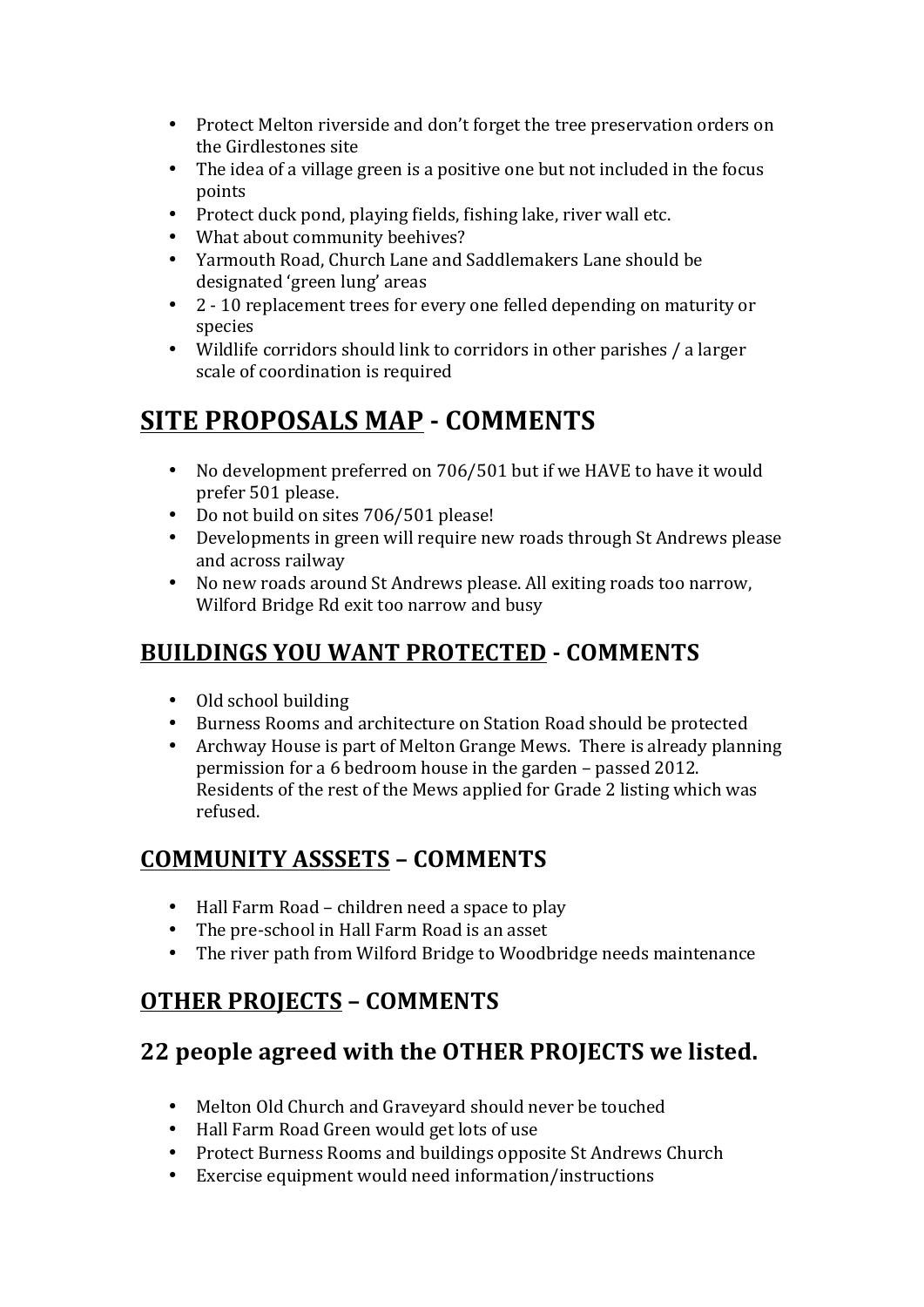- Protect Melton riverside and don't forget the tree preservation orders on the Girdlestones site
- The idea of a village green is a positive one but not included in the focus points
- Protect duck pond, playing fields, fishing lake, river wall etc.
- What about community beehives?
- Yarmouth Road, Church Lane and Saddlemakers Lane should be designated 'green lung' areas
- 2 - 10 replacement trees for every one felled depending on maturity or species
- Wildlife corridors should link to corridors in other parishes / a larger scale of coordination is required

## <u>SITE PROPOSALS MAP</u> - COMMENTS

- No development preferred on 706/501 but if we HAVE to have it would prefer 501 please.
- Do not build on sites 706/501 please!
- Developments in green will require new roads through St Andrews please and across railway
- No new roads around St Andrews please. All exiting roads too narrow, Wilford Bridge Rd exit too narrow and busy

### <u>BUILDINGS YOU WANT PROTECTED</u> - COMMENTS

- Old school building
- Burness Rooms and architecture on Station Road should be protected
- Archway House is part of Melton Grange Mews. There is already planning permission for a 6 bedroom house in the garden – passed 2012. Residents of the rest of the Mews applied for Grade 2 listing which was refused.

### <u>COMMUNITY ASSSETS</u> – COMMENTS

- Hall Farm Road – children need a space to play
- The pre-school in Hall Farm Road is an asset
- The river path from Wilford Bridge to Woodbridge needs maintenance

### <u>OTHER PROJECTS</u> – COMMENTS

### 22 people agreed with the OTHER PROJECTS we listed.

- Melton Old Church and Graveyard should never be touched
- Hall Farm Road Green would get lots of use
- Protect Burness Rooms and buildings opposite St Andrews Church
- Exercise equipment would need information/instructions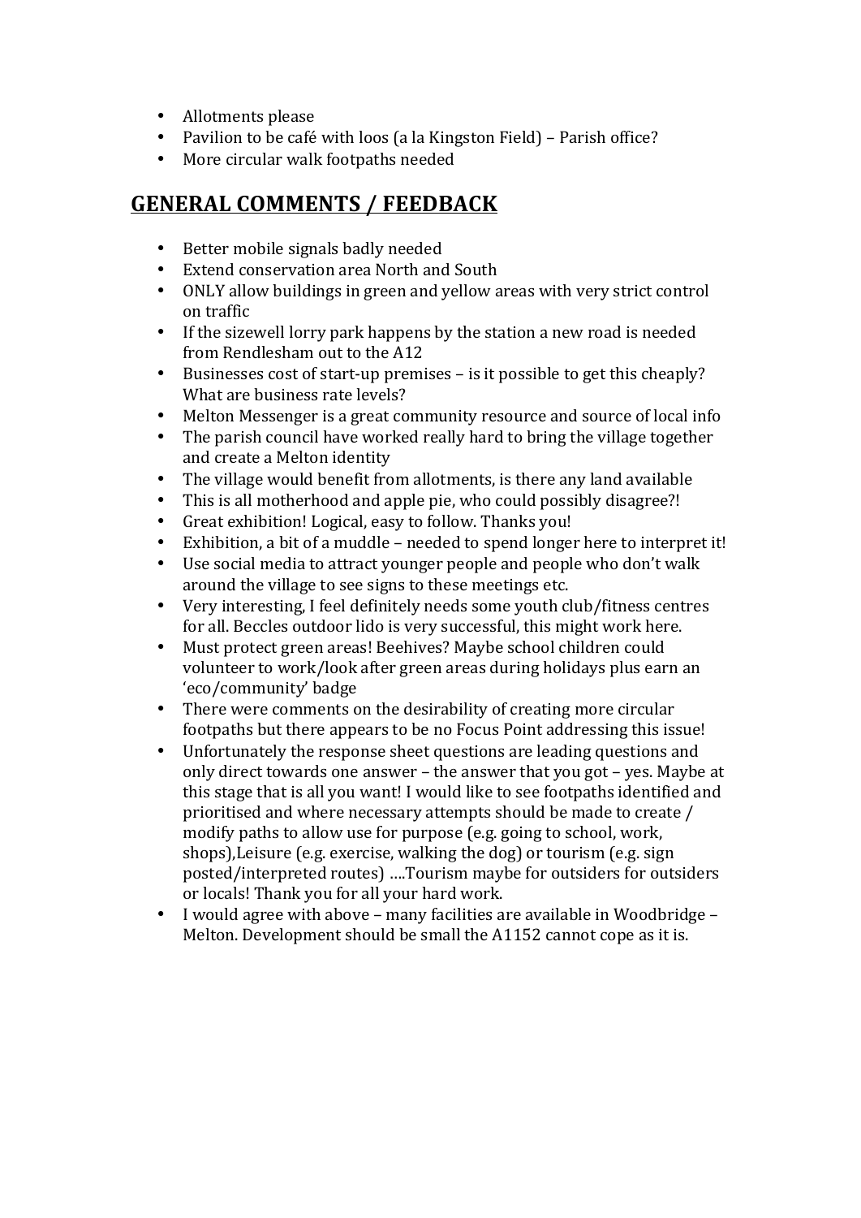- Allotments please
- Pavilion to be café with loos (a la Kingston Field) – Parish office?
- More circular walk footpaths needed

## GENERAL COMMENTS / FEEDBACK

- Better mobile signals badly needed
- Extend conservation area North and South
- ONLY allow buildings in green and yellow areas with very strict control on traffic
- If the sizewell lorry park happens by the station a new road is needed from Rendlesham out to the A12
- Businesses cost of start-up premises – is it possible to get this cheaply? What are business rate levels?
- Melton Messenger is a great community resource and source of local info
- The parish council have worked really hard to bring the village together and create a Melton identity
- The village would benefit from allotments, is there any land available
- This is all motherhood and apple pie, who could possibly disagree?!
- Great exhibition! Logical, easy to follow. Thanks you!
- Exhibition, a bit of a muddle – needed to spend longer here to interpret it!
- Use social media to attract younger people and people who don't walk around the village to see signs to these meetings etc.
- Very interesting, I feel definitely needs some youth club/fitness centres for all. Beccles outdoor lido is very successful, this might work here.
- Must protect green areas! Beehives? Maybe school children could volunteer to work/look after green areas during holidays plus earn an 'eco/community' badge
- There were comments on the desirability of creating more circular footpaths but there appears to be no Focus Point addressing this issue!
- Unfortunately the response sheet questions are leading questions and only direct towards one answer – the answer that you got – yes. Maybe at this stage that is all you want! I would like to see footpaths identified and prioritised and where necessary attempts should be made to create / modify paths to allow use for purpose (e.g. going to school, work, shops),Leisure (e.g. exercise, walking the dog) or tourism (e.g. sign posted/interpreted routes) ….Tourism maybe for outsiders for outsiders or locals! Thank you for all your hard work.
- I would agree with above – many facilities are available in Woodbridge – Melton. Development should be small the A1152 cannot cope as it is.